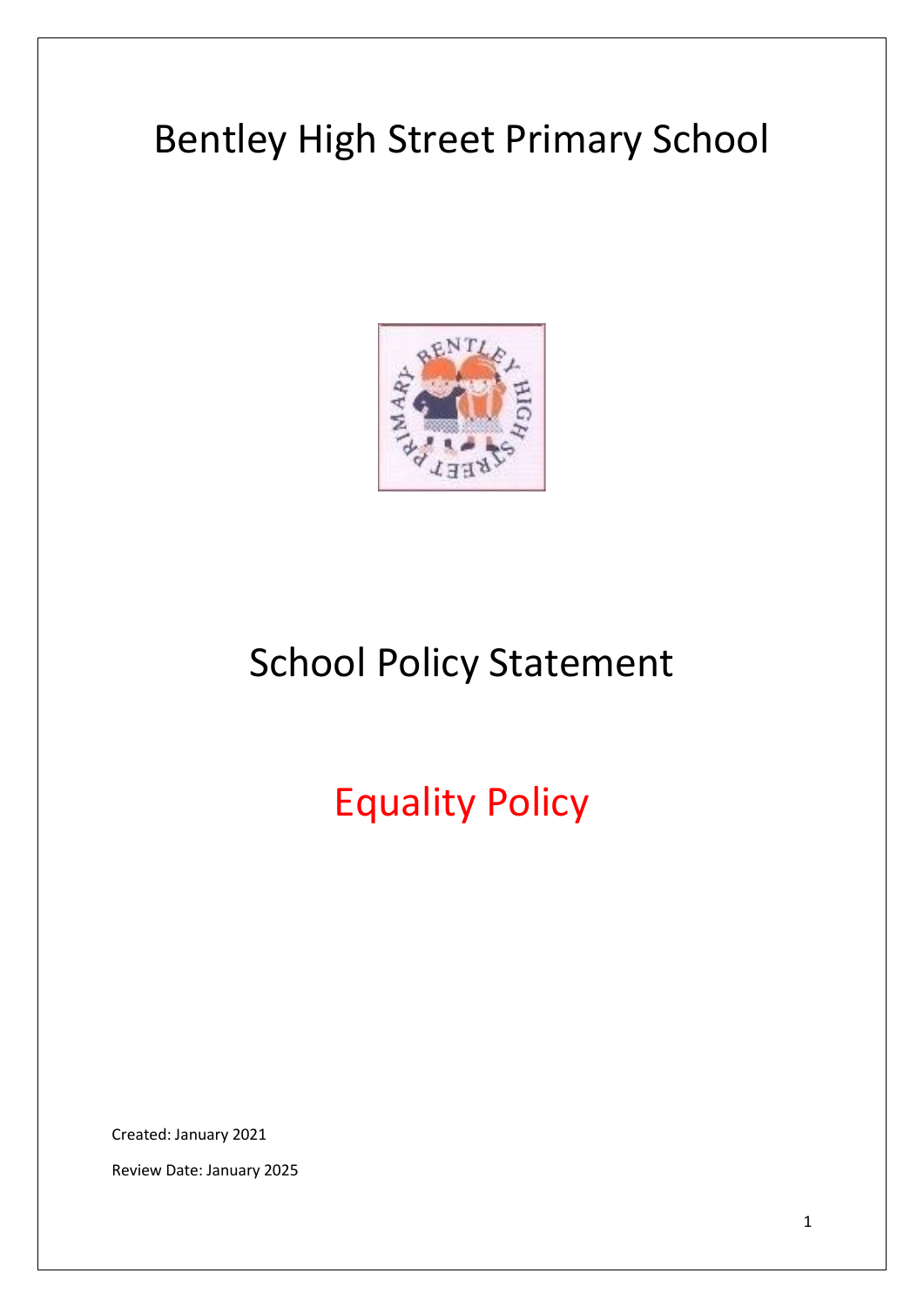# Bentley High Street Primary School

## School Policy Statement

## Equality Policy

Created: January 2021

Review Date: January 2025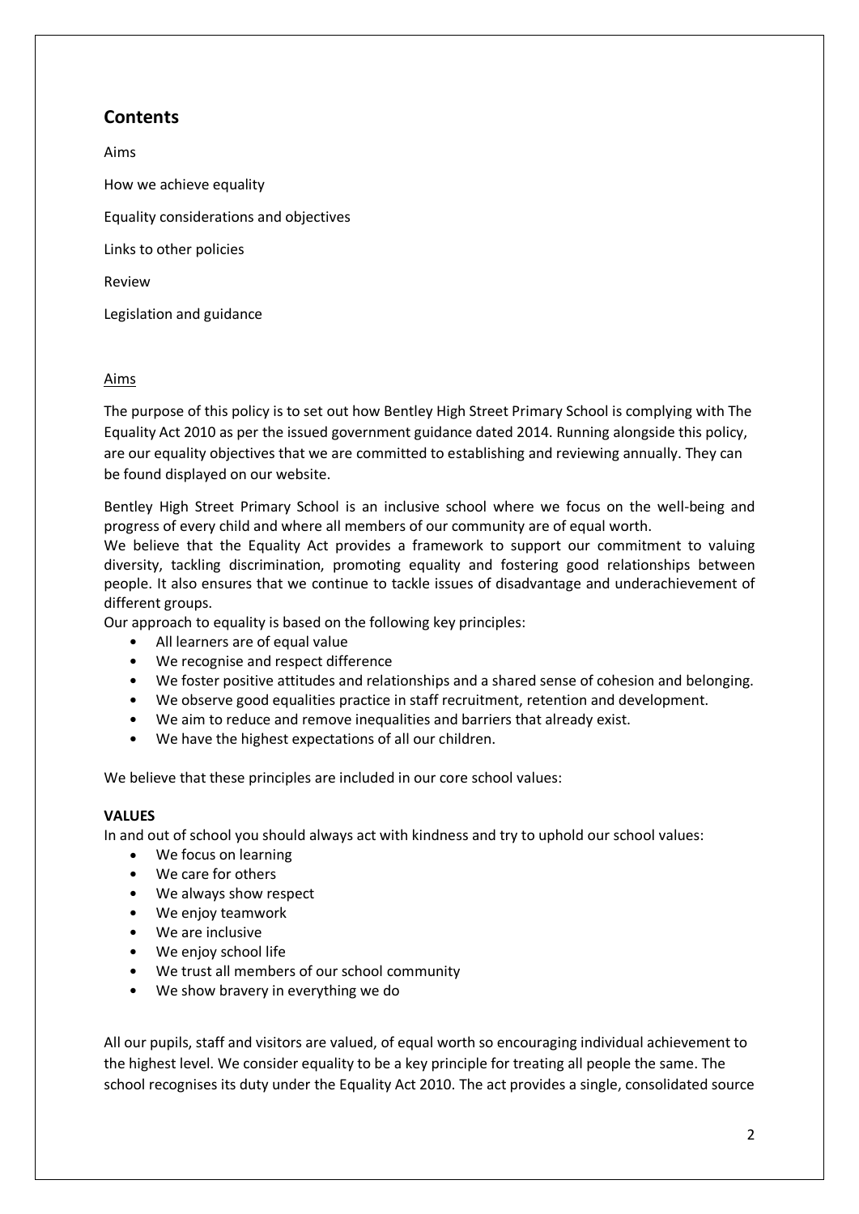## Contents

Aims

How we achieve equality

Equality considerations and objectives

Links to other policies

Review

Legislation and guidance

### Aims

The purpose of this policy is to set out how Bentley High Street Primary School is complying with The Equality Act 2010 as per the issued government guidance dated 2014. Running alongside this policy, are our equality objectives that we are committed to establishing and reviewing annually. They can be found displayed on our website.

Bentley High Street Primary School is an inclusive school where we focus on the well-being and progress of every child and where all members of our community are of equal worth.

We believe that the Equality Act provides a framework to support our commitment to valuing diversity, tackling discrimination, promoting equality and fostering good relationships between people. It also ensures that we continue to tackle issues of disadvantage and underachievement of different groups.

Our approach to equality is based on the following key principles:

- All learners are of equal value
- We recognise and respect difference
- We foster positive attitudes and relationships and a shared sense of cohesion and belonging.
- We observe good equalities practice in staff recruitment, retention and development.
- We aim to reduce and remove inequalities and barriers that already exist.
- We have the highest expectations of all our children.

We believe that these principles are included in our core school values:

**VALUES**

In and out of school you should always act with kindness and try to uphold our school values:

- We focus on learning
- We care for others
- We always show respect
- We enjoy teamwork
- We are inclusive
- We enjoy school life
- We trust all members of our school community
- We show bravery in everything we do

All our pupils, staff and visitors are valued, of equal worth so encouraging individual achievement to the highest level. We consider equality to be a key principle for treating all people the same. The school recognises its duty under the Equality Act 2010. The act provides a single, consolidated source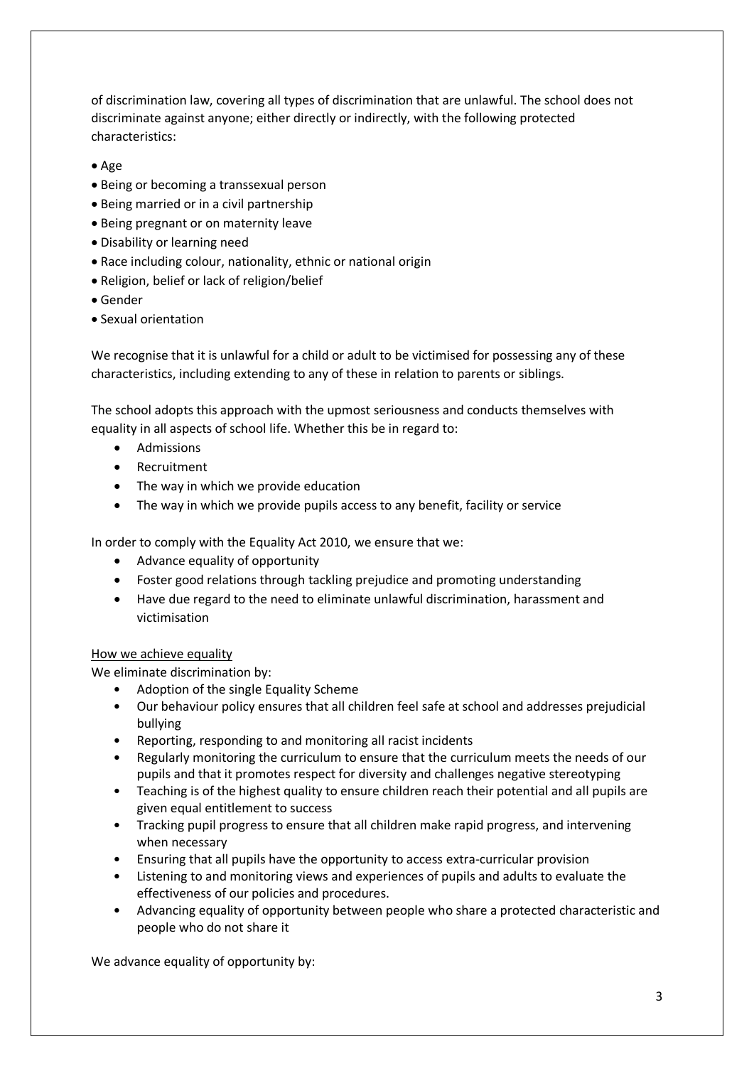of discrimination law, covering all types of discrimination that are unlawful. The school does not discriminate against anyone; either directly or indirectly, with the following protected characteristics:

- Age
- Being or becoming a transsexual person
- Being married or in a civil partnership
- Being pregnant or on maternity leave
- Disability or learning need
- Race including colour, nationality, ethnic or national origin
- Religion, belief or lack of religion/belief
- Gender
- Sexual orientation

We recognise that it is unlawful for a child or adult to be victimised for possessing any of these characteristics, including extending to any of these in relation to parents or siblings.

The school adopts this approach with the upmost seriousness and conducts themselves with equality in all aspects of school life. Whether this be in regard to:

- Admissions
- Recruitment
- The way in which we provide education
- The way in which we provide pupils access to any benefit, facility or service

In order to comply with the Equality Act 2010, we ensure that we:

- Advance equality of opportunity
- Foster good relations through tackling prejudice and promoting understanding
- Have due regard to the need to eliminate unlawful discrimination, harassment and victimisation

How we achieve equality

We eliminate discrimination by:

- Adoption of the single Equality Scheme
- Our behaviour policy ensures that all children feel safe at school and addresses prejudicial bullying
- Reporting, responding to and monitoring all racist incidents
- Regularly monitoring the curriculum to ensure that the curriculum meets the needs of our pupils and that it promotes respect for diversity and challenges negative stereotyping
- Teaching is of the highest quality to ensure children reach their potential and all pupils are given equal entitlement to success
- Tracking pupil progress to ensure that all children make rapid progress, and intervening when necessary
- Ensuring that all pupils have the opportunity to access extra-curricular provision
- Listening to and monitoring views and experiences of pupils and adults to evaluate the effectiveness of our policies and procedures.
- Advancing equality of opportunity between people who share a protected characteristic and people who do not share it

We advance equality of opportunity by: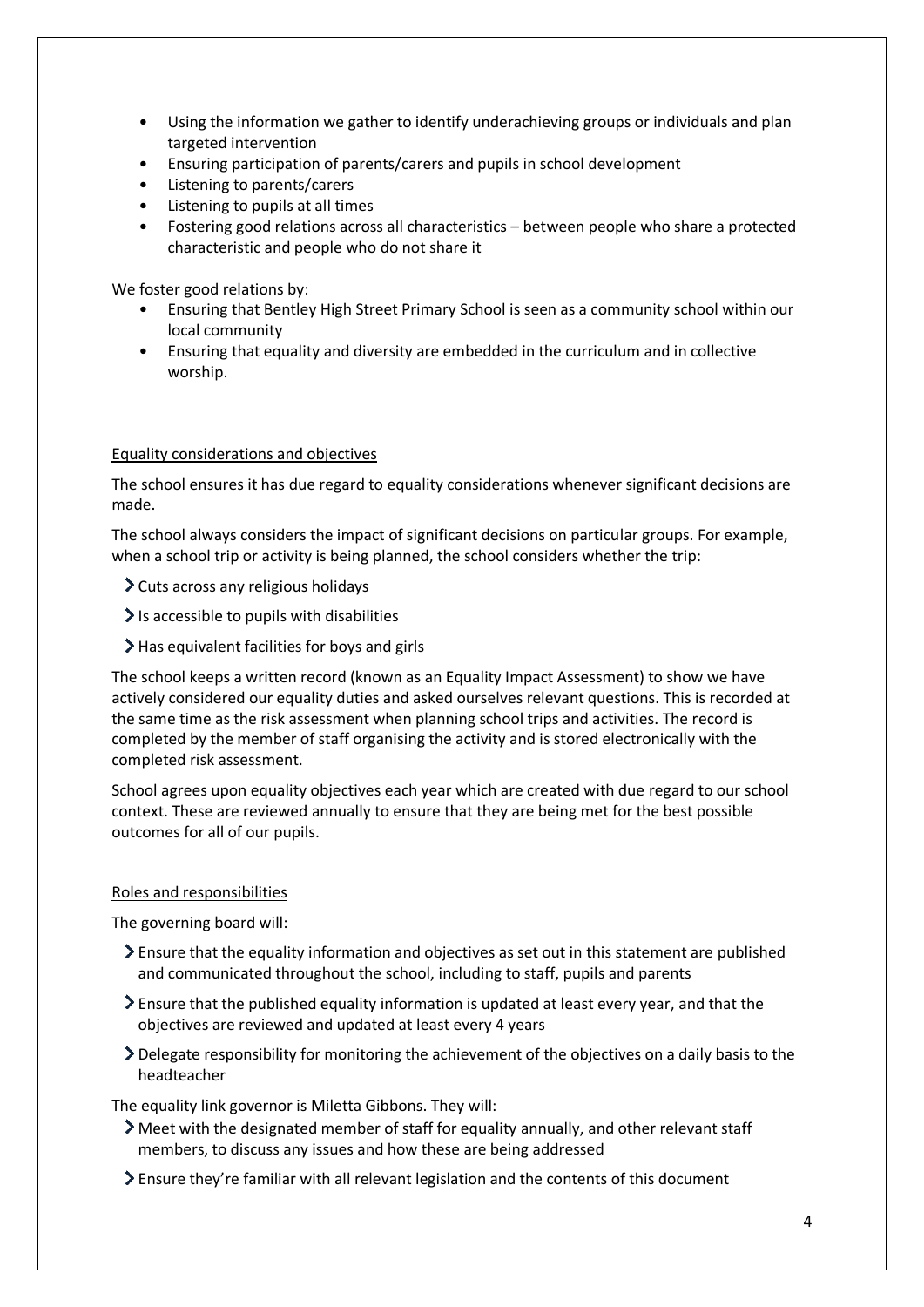- Using the information we gather to identify underachieving groups or individuals and plan targeted intervention
- Ensuring participation of parents/carers and pupils in school development
- Listening to parents/carers
- Listening to pupils at all times
- Fostering good relations across all characteristics – between people who share a protected characteristic and people who do not share it

We foster good relations by:

- Ensuring that Bentley High Street Primary School is seen as a community school within our local community
- Ensuring that equality and diversity are embedded in the curriculum and in collective worship.

## Equality considerations and objectives

The school ensures it has due regard to equality considerations whenever significant decisions are made.

The school always considers the impact of significant decisions on particular groups. For example, when a school trip or activity is being planned, the school considers whether the trip:

- Cuts across any religious holidays
- Is accessible to pupils with disabilities
- Has equivalent facilities for boys and girls

The school keeps a written record (known as an Equality Impact Assessment) to show we have actively considered our equality duties and asked ourselves relevant questions. This is recorded at the same time as the risk assessment when planning school trips and activities. The record is completed by the member of staff organising the activity and is stored electronically with the completed risk assessment.

School agrees upon equality objectives each year which are created with due regard to our school context. These are reviewed annually to ensure that they are being met for the best possible outcomes for all of our pupils.

## Roles and responsibilities

The governing board will:

- Ensure that the equality information and objectives as set out in this statement are published and communicated throughout the school, including to staff, pupils and parents
- Ensure that the published equality information is updated at least every year, and that the objectives are reviewed and updated at least every 4 years
- Delegate responsibility for monitoring the achievement of the objectives on a daily basis to the headteacher

The equality link governor is Miletta Gibbons. They will:

- Meet with the designated member of staff for equality annually, and other relevant staff members, to discuss any issues and how these are being addressed
- Ensure they're familiar with all relevant legislation and the contents of this document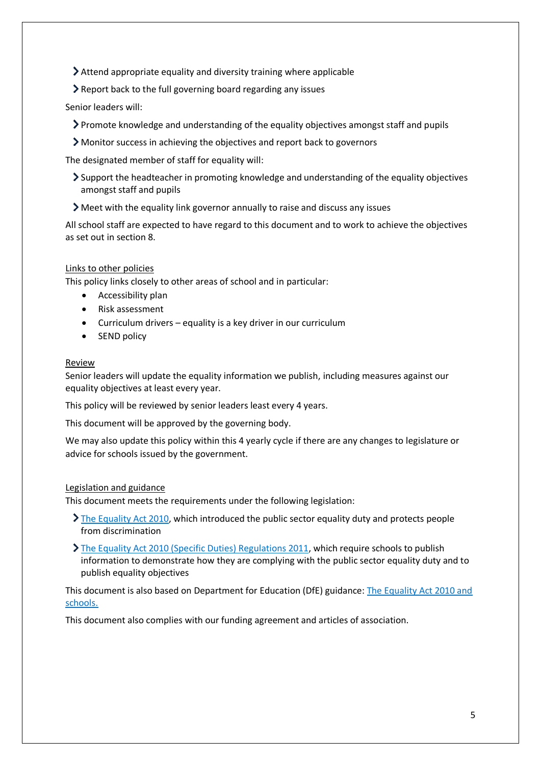- Attend appropriate equality and diversity training where applicable
- Report back to the full governing board regarding any issues

Senior leaders will:

- Promote knowledge and understanding of the equality objectives amongst staff and pupils
- Monitor success in achieving the objectives and report back to governors

The designated member of staff for equality will:

- Support the headteacher in promoting knowledge and understanding of the equality objectives amongst staff and pupils
- Meet with the equality link governor annually to raise and discuss any issues

All school staff are expected to have regard to this document and to work to achieve the objectives as set out in section 8.

<u>Links to other policies</u>

This policy links closely to other areas of school and in particular:

- Accessibility plan
- Risk assessment
- Curriculum drivers – equality is a key driver in our curriculum
- SEND policy

<u>Review</u>

Senior leaders will update the equality information we publish, including measures against our equality objectives at least every year.

This policy will be reviewed by senior leaders least every 4 years.

This document will be approved by the governing body.

We may also update this policy within this 4 yearly cycle if there are any changes to legislature or advice for schools issued by the government.

<u>Legislation and guidance</u>

This document meets the requirements under the following legislation:

- The Equality Act 2010, which introduced the public sector equality duty and protects people from discrimination
- The Equality Act 2010 (Specific Duties) Regulations 2011, which require schools to publish information to demonstrate how they are complying with the public sector equality duty and to publish equality objectives

This document is also based on Department for Education (DfE) guidance: The Equality Act 2010 and schools.

This document also complies with our funding agreement and articles of association.